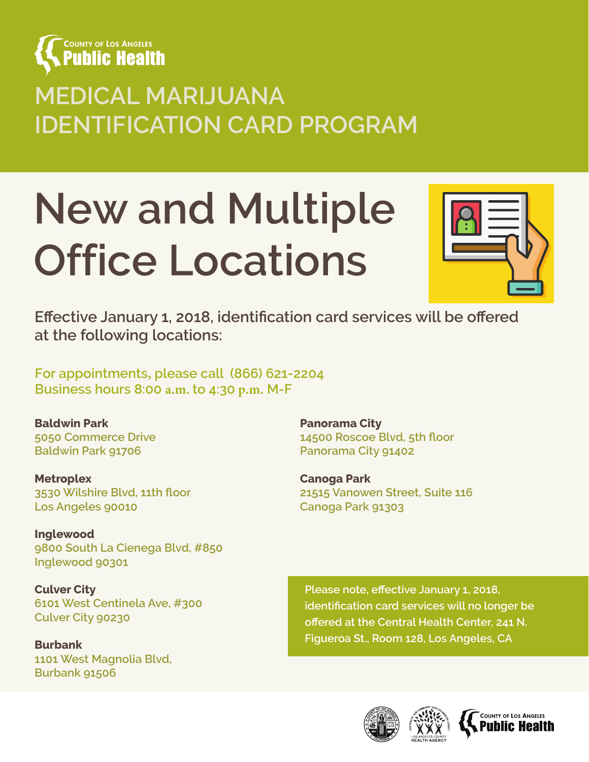County of Los Angeles Public Health

# MEDICAL MARIJUANA IDENTIFICATION CARD PROGRAM

## New and Multiple Office Locations

**Effective January 1, 2018, identification card services will be offered at the following locations:**

For appointments, please call (866) 621-2204
Business hours 8:00 a.m. to 4:30 p.m. M-F

**Baldwin Park**
5050 Commerce Drive
Baldwin Park 91706

**Metroplex**
3530 Wilshire Blvd, 11th floor
Los Angeles 90010

**Inglewood**
9800 South La Cienega Blvd, #850
Inglewood 90301

**Culver City**
6101 West Centinela Ave, #300
Culver City 90230

**Burbank**
1101 West Magnolia Blvd,
Burbank 91506

**Panorama City**
14500 Roscoe Blvd, 5th floor
Panorama City 91402

**Canoga Park**
21515 Vanowen Street, Suite 116
Canoga Park 91303

Please note, effective January 1, 2018, identification card services will no longer be offered at the Central Health Center, 241 N. Figueroa St., Room 128, Los Angeles, CA

County of Los Angeles Public Health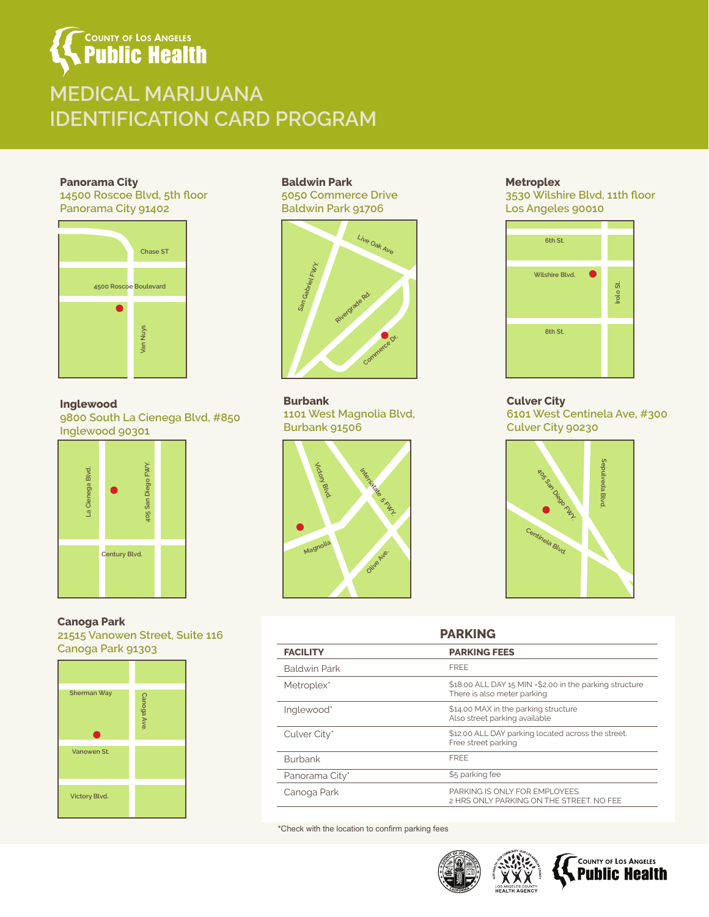# MEDICAL MARIJUANA IDENTIFICATION CARD PROGRAM

**Panorama City**
14500 Roscoe Blvd, 5th floor
Panorama City 91402

Chase ST
4500 Roscoe Boulevard
Van Nuys

**Baldwin Park**
5050 Commerce Drive
Baldwin Park 91706

Live Oak Ave
San Gabriel FWY.
Rivergrade Rd.
Commerce Dr.

**Metroplex**
3530 Wilshire Blvd, 11th floor
Los Angeles 90010

6th St.
Wilshire Blvd.
Irolo St.
8th St.

**Inglewood**
9800 South La Cienega Blvd, #850
Inglewood 90301

La Cienega Blvd.
405 San Diego FWY.
Century Blvd.

**Burbank**
1101 West Magnolia Blvd,
Burbank 91506

Victory Blvd.
Interstate 5 FWY.
Magnolia
Olive Ave.

**Culver City**
6101 West Centinela Ave, #300
Culver City 90230

405 San Diego FWY.
Sepulveda Blvd.
Centinela Blvd.

**Canoga Park**
21515 Vanowen Street, Suite 116
Canoga Park 91303

Sherman Way
Canoga Ave.
Vanowen St.
Victory Blvd.

## PARKING

| FACILITY | PARKING FEES |
|---|---|
| Baldwin Park | FREE |
| Metroplex* | $18.00 ALL DAY 15 MIN =$2.00 in the parking structure<br>There is also meter parking |
| Inglewood* | $14.00 MAX in the parking structure<br>Also street parking available |
| Culver City* | $12.00 ALL DAY parking located across the street.<br>Free street parking |
| Burbank | FREE |
| Panorama City* | $5 parking fee |
| Canoga Park | PARKING IS ONLY FOR EMPLOYEES.<br>2 HRS ONLY PARKING ON THE STREET. NO FEE |

*Check with the location to confirm parking fees